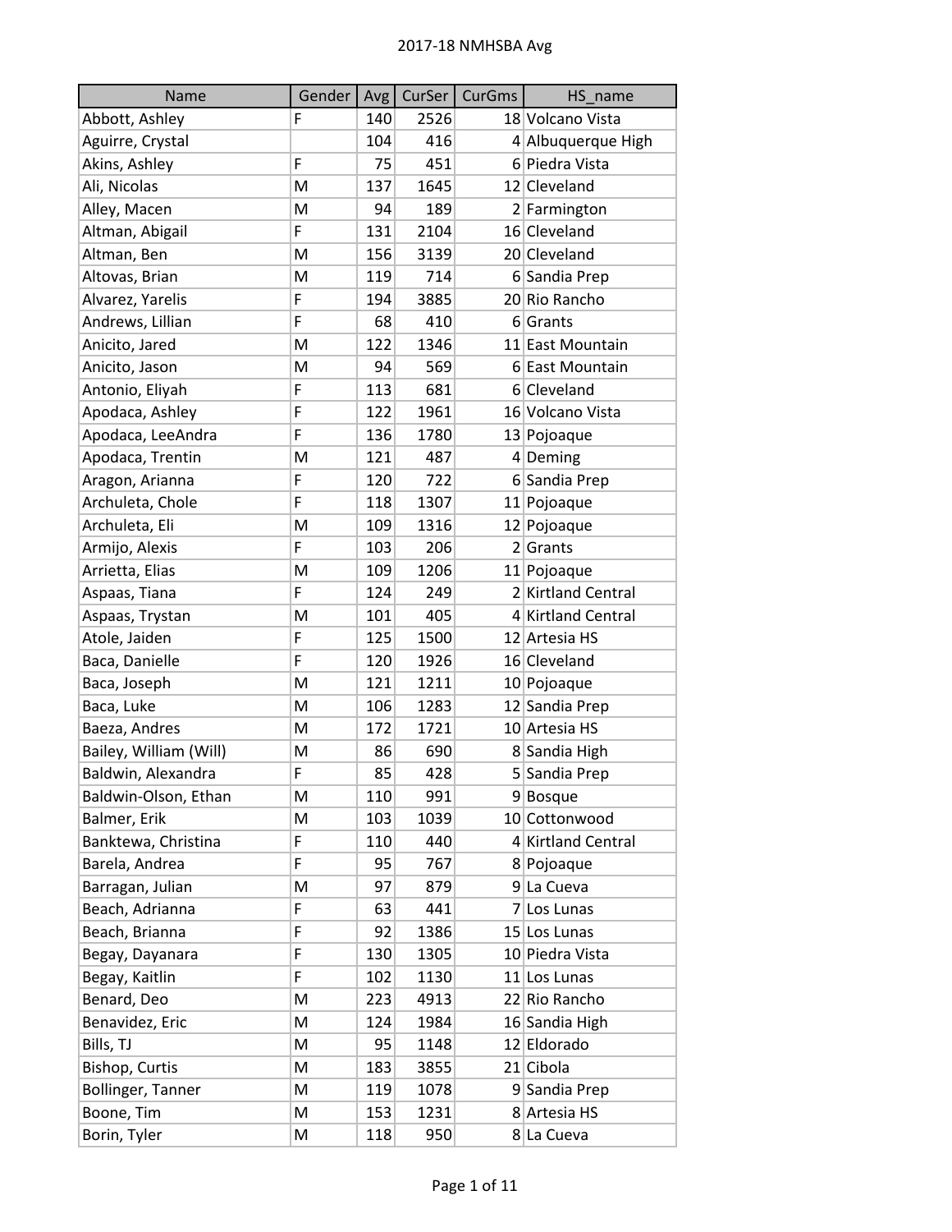| Name | Gender | Avg | CurSer | CurGms | HS_name |
|---|---|---|---|---|---|
| Abbott, Ashley | F | 140 | 2526 | 18 | Volcano Vista |
| Aguirre, Crystal | | 104 | 416 | 4 | Albuquerque High |
| Akins, Ashley | F | 75 | 451 | 6 | Piedra Vista |
| Ali, Nicolas | M | 137 | 1645 | 12 | Cleveland |
| Alley, Macen | M | 94 | 189 | 2 | Farmington |
| Altman, Abigail | F | 131 | 2104 | 16 | Cleveland |
| Altman, Ben | M | 156 | 3139 | 20 | Cleveland |
| Altovas, Brian | M | 119 | 714 | 6 | Sandia Prep |
| Alvarez, Yarelis | F | 194 | 3885 | 20 | Rio Rancho |
| Andrews, Lillian | F | 68 | 410 | 6 | Grants |
| Anicito, Jared | M | 122 | 1346 | 11 | East Mountain |
| Anicito, Jason | M | 94 | 569 | 6 | East Mountain |
| Antonio, Eliyah | F | 113 | 681 | 6 | Cleveland |
| Apodaca, Ashley | F | 122 | 1961 | 16 | Volcano Vista |
| Apodaca, LeeAndra | F | 136 | 1780 | 13 | Pojoaque |
| Apodaca, Trentin | M | 121 | 487 | 4 | Deming |
| Aragon, Arianna | F | 120 | 722 | 6 | Sandia Prep |
| Archuleta, Chole | F | 118 | 1307 | 11 | Pojoaque |
| Archuleta, Eli | M | 109 | 1316 | 12 | Pojoaque |
| Armijo, Alexis | F | 103 | 206 | 2 | Grants |
| Arrietta, Elias | M | 109 | 1206 | 11 | Pojoaque |
| Aspaas, Tiana | F | 124 | 249 | 2 | Kirtland Central |
| Aspaas, Trystan | M | 101 | 405 | 4 | Kirtland Central |
| Atole, Jaiden | F | 125 | 1500 | 12 | Artesia HS |
| Baca, Danielle | F | 120 | 1926 | 16 | Cleveland |
| Baca, Joseph | M | 121 | 1211 | 10 | Pojoaque |
| Baca, Luke | M | 106 | 1283 | 12 | Sandia Prep |
| Baeza, Andres | M | 172 | 1721 | 10 | Artesia HS |
| Bailey, William (Will) | M | 86 | 690 | 8 | Sandia High |
| Baldwin, Alexandra | F | 85 | 428 | 5 | Sandia Prep |
| Baldwin-Olson, Ethan | M | 110 | 991 | 9 | Bosque |
| Balmer, Erik | M | 103 | 1039 | 10 | Cottonwood |
| Banktewa, Christina | F | 110 | 440 | 4 | Kirtland Central |
| Barela, Andrea | F | 95 | 767 | 8 | Pojoaque |
| Barragan, Julian | M | 97 | 879 | 9 | La Cueva |
| Beach, Adrianna | F | 63 | 441 | 7 | Los Lunas |
| Beach, Brianna | F | 92 | 1386 | 15 | Los Lunas |
| Begay, Dayanara | F | 130 | 1305 | 10 | Piedra Vista |
| Begay, Kaitlin | F | 102 | 1130 | 11 | Los Lunas |
| Benard, Deo | M | 223 | 4913 | 22 | Rio Rancho |
| Benavidez, Eric | M | 124 | 1984 | 16 | Sandia High |
| Bills, TJ | M | 95 | 1148 | 12 | Eldorado |
| Bishop, Curtis | M | 183 | 3855 | 21 | Cibola |
| Bollinger, Tanner | M | 119 | 1078 | 9 | Sandia Prep |
| Boone, Tim | M | 153 | 1231 | 8 | Artesia HS |
| Borin, Tyler | M | 118 | 950 | 8 | La Cueva |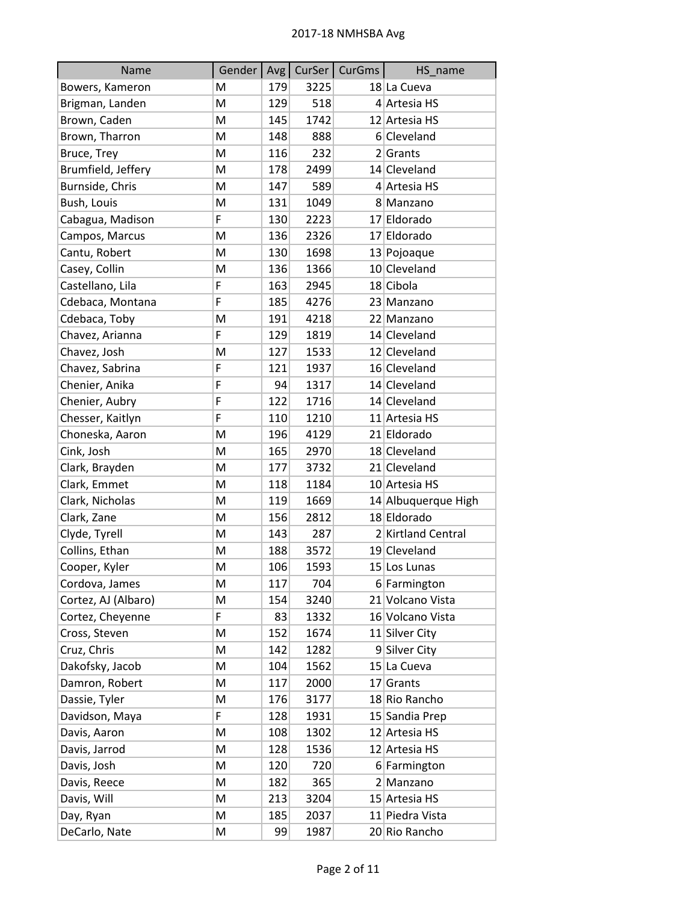| Name | Gender | Avg | CurSer | CurGms | HS_name |
|---|---|---|---|---|---|
| Bowers, Kameron | M | 179 | 3225 | 18 | La Cueva |
| Brigman, Landen | M | 129 | 518 | 4 | Artesia HS |
| Brown, Caden | M | 145 | 1742 | 12 | Artesia HS |
| Brown, Tharron | M | 148 | 888 | 6 | Cleveland |
| Bruce, Trey | M | 116 | 232 | 2 | Grants |
| Brumfield, Jeffery | M | 178 | 2499 | 14 | Cleveland |
| Burnside, Chris | M | 147 | 589 | 4 | Artesia HS |
| Bush, Louis | M | 131 | 1049 | 8 | Manzano |
| Cabagua, Madison | F | 130 | 2223 | 17 | Eldorado |
| Campos, Marcus | M | 136 | 2326 | 17 | Eldorado |
| Cantu, Robert | M | 130 | 1698 | 13 | Pojoaque |
| Casey, Collin | M | 136 | 1366 | 10 | Cleveland |
| Castellano, Lila | F | 163 | 2945 | 18 | Cibola |
| Cdebaca, Montana | F | 185 | 4276 | 23 | Manzano |
| Cdebaca, Toby | M | 191 | 4218 | 22 | Manzano |
| Chavez, Arianna | F | 129 | 1819 | 14 | Cleveland |
| Chavez, Josh | M | 127 | 1533 | 12 | Cleveland |
| Chavez, Sabrina | F | 121 | 1937 | 16 | Cleveland |
| Chenier, Anika | F | 94 | 1317 | 14 | Cleveland |
| Chenier, Aubry | F | 122 | 1716 | 14 | Cleveland |
| Chesser, Kaitlyn | F | 110 | 1210 | 11 | Artesia HS |
| Choneska, Aaron | M | 196 | 4129 | 21 | Eldorado |
| Cink, Josh | M | 165 | 2970 | 18 | Cleveland |
| Clark, Brayden | M | 177 | 3732 | 21 | Cleveland |
| Clark, Emmet | M | 118 | 1184 | 10 | Artesia HS |
| Clark, Nicholas | M | 119 | 1669 | 14 | Albuquerque High |
| Clark, Zane | M | 156 | 2812 | 18 | Eldorado |
| Clyde, Tyrell | M | 143 | 287 | 2 | Kirtland Central |
| Collins, Ethan | M | 188 | 3572 | 19 | Cleveland |
| Cooper, Kyler | M | 106 | 1593 | 15 | Los Lunas |
| Cordova, James | M | 117 | 704 | 6 | Farmington |
| Cortez, AJ (Albaro) | M | 154 | 3240 | 21 | Volcano Vista |
| Cortez, Cheyenne | F | 83 | 1332 | 16 | Volcano Vista |
| Cross, Steven | M | 152 | 1674 | 11 | Silver City |
| Cruz, Chris | M | 142 | 1282 | 9 | Silver City |
| Dakofsky, Jacob | M | 104 | 1562 | 15 | La Cueva |
| Damron, Robert | M | 117 | 2000 | 17 | Grants |
| Dassie, Tyler | M | 176 | 3177 | 18 | Rio Rancho |
| Davidson, Maya | F | 128 | 1931 | 15 | Sandia Prep |
| Davis, Aaron | M | 108 | 1302 | 12 | Artesia HS |
| Davis, Jarrod | M | 128 | 1536 | 12 | Artesia HS |
| Davis, Josh | M | 120 | 720 | 6 | Farmington |
| Davis, Reece | M | 182 | 365 | 2 | Manzano |
| Davis, Will | M | 213 | 3204 | 15 | Artesia HS |
| Day, Ryan | M | 185 | 2037 | 11 | Piedra Vista |
| DeCarlo, Nate | M | 99 | 1987 | 20 | Rio Rancho |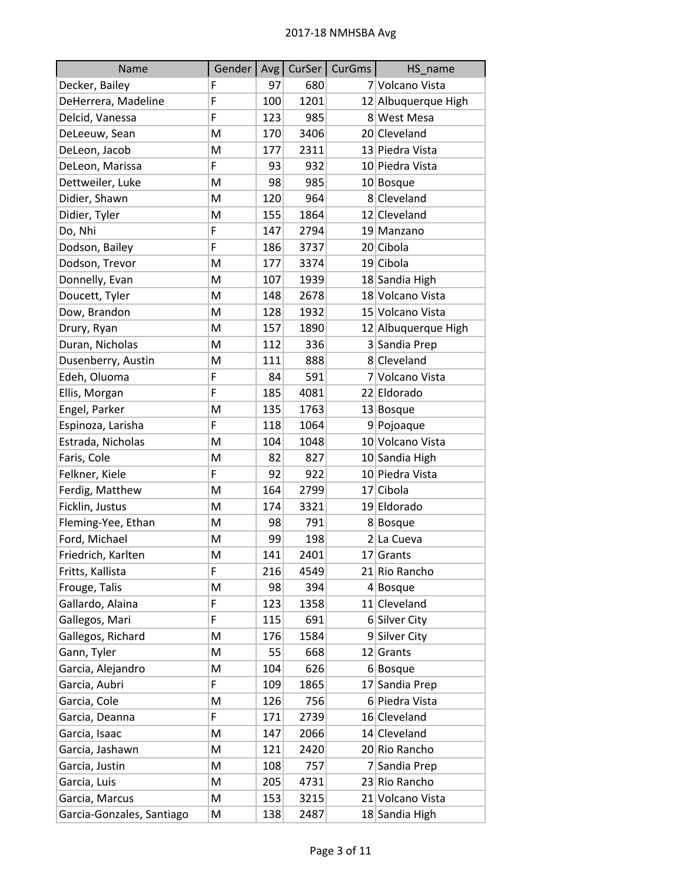| Name | Gender | Avg | CurSer | CurGms | HS_name |
|---|---|---|---|---|---|
| Decker, Bailey | F | 97 | 680 | 7 | Volcano Vista |
| DeHerrera, Madeline | F | 100 | 1201 | 12 | Albuquerque High |
| Delcid, Vanessa | F | 123 | 985 | 8 | West Mesa |
| DeLeeuw, Sean | M | 170 | 3406 | 20 | Cleveland |
| DeLeon, Jacob | M | 177 | 2311 | 13 | Piedra Vista |
| DeLeon, Marissa | F | 93 | 932 | 10 | Piedra Vista |
| Dettweiler, Luke | M | 98 | 985 | 10 | Bosque |
| Didier, Shawn | M | 120 | 964 | 8 | Cleveland |
| Didier, Tyler | M | 155 | 1864 | 12 | Cleveland |
| Do, Nhi | F | 147 | 2794 | 19 | Manzano |
| Dodson, Bailey | F | 186 | 3737 | 20 | Cibola |
| Dodson, Trevor | M | 177 | 3374 | 19 | Cibola |
| Donnelly, Evan | M | 107 | 1939 | 18 | Sandia High |
| Doucett, Tyler | M | 148 | 2678 | 18 | Volcano Vista |
| Dow, Brandon | M | 128 | 1932 | 15 | Volcano Vista |
| Drury, Ryan | M | 157 | 1890 | 12 | Albuquerque High |
| Duran, Nicholas | M | 112 | 336 | 3 | Sandia Prep |
| Dusenberry, Austin | M | 111 | 888 | 8 | Cleveland |
| Edeh, Oluoma | F | 84 | 591 | 7 | Volcano Vista |
| Ellis, Morgan | F | 185 | 4081 | 22 | Eldorado |
| Engel, Parker | M | 135 | 1763 | 13 | Bosque |
| Espinoza, Larisha | F | 118 | 1064 | 9 | Pojoaque |
| Estrada, Nicholas | M | 104 | 1048 | 10 | Volcano Vista |
| Faris, Cole | M | 82 | 827 | 10 | Sandia High |
| Felkner, Kiele | F | 92 | 922 | 10 | Piedra Vista |
| Ferdig, Matthew | M | 164 | 2799 | 17 | Cibola |
| Ficklin, Justus | M | 174 | 3321 | 19 | Eldorado |
| Fleming-Yee, Ethan | M | 98 | 791 | 8 | Bosque |
| Ford, Michael | M | 99 | 198 | 2 | La Cueva |
| Friedrich, Karlten | M | 141 | 2401 | 17 | Grants |
| Fritts, Kallista | F | 216 | 4549 | 21 | Rio Rancho |
| Frouge, Talis | M | 98 | 394 | 4 | Bosque |
| Gallardo, Alaina | F | 123 | 1358 | 11 | Cleveland |
| Gallegos, Mari | F | 115 | 691 | 6 | Silver City |
| Gallegos, Richard | M | 176 | 1584 | 9 | Silver City |
| Gann, Tyler | M | 55 | 668 | 12 | Grants |
| Garcia, Alejandro | M | 104 | 626 | 6 | Bosque |
| Garcia, Aubri | F | 109 | 1865 | 17 | Sandia Prep |
| Garcia, Cole | M | 126 | 756 | 6 | Piedra Vista |
| Garcia, Deanna | F | 171 | 2739 | 16 | Cleveland |
| Garcia, Isaac | M | 147 | 2066 | 14 | Cleveland |
| Garcia, Jashawn | M | 121 | 2420 | 20 | Rio Rancho |
| Garcia, Justin | M | 108 | 757 | 7 | Sandia Prep |
| Garcia, Luis | M | 205 | 4731 | 23 | Rio Rancho |
| Garcia, Marcus | M | 153 | 3215 | 21 | Volcano Vista |
| Garcia-Gonzales, Santiago | M | 138 | 2487 | 18 | Sandia High |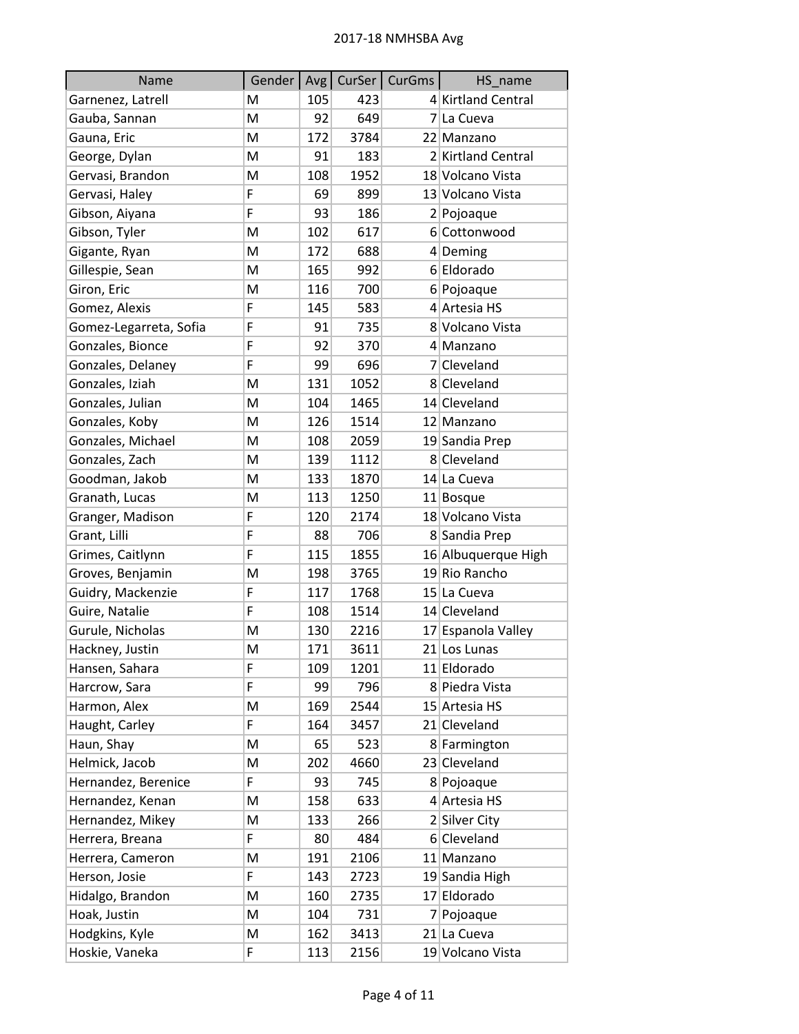| Name | Gender | Avg | CurSer | CurGms | HS_name |
|---|---|---|---|---|---|
| Garnenez, Latrell | M | 105 | 423 | 4 | Kirtland Central |
| Gauba, Sannan | M | 92 | 649 | 7 | La Cueva |
| Gauna, Eric | M | 172 | 3784 | 22 | Manzano |
| George, Dylan | M | 91 | 183 | 2 | Kirtland Central |
| Gervasi, Brandon | M | 108 | 1952 | 18 | Volcano Vista |
| Gervasi, Haley | F | 69 | 899 | 13 | Volcano Vista |
| Gibson, Aiyana | F | 93 | 186 | 2 | Pojoaque |
| Gibson, Tyler | M | 102 | 617 | 6 | Cottonwood |
| Gigante, Ryan | M | 172 | 688 | 4 | Deming |
| Gillespie, Sean | M | 165 | 992 | 6 | Eldorado |
| Giron, Eric | M | 116 | 700 | 6 | Pojoaque |
| Gomez, Alexis | F | 145 | 583 | 4 | Artesia HS |
| Gomez-Legarreta, Sofia | F | 91 | 735 | 8 | Volcano Vista |
| Gonzales, Bionce | F | 92 | 370 | 4 | Manzano |
| Gonzales, Delaney | F | 99 | 696 | 7 | Cleveland |
| Gonzales, Iziah | M | 131 | 1052 | 8 | Cleveland |
| Gonzales, Julian | M | 104 | 1465 | 14 | Cleveland |
| Gonzales, Koby | M | 126 | 1514 | 12 | Manzano |
| Gonzales, Michael | M | 108 | 2059 | 19 | Sandia Prep |
| Gonzales, Zach | M | 139 | 1112 | 8 | Cleveland |
| Goodman, Jakob | M | 133 | 1870 | 14 | La Cueva |
| Granath, Lucas | M | 113 | 1250 | 11 | Bosque |
| Granger, Madison | F | 120 | 2174 | 18 | Volcano Vista |
| Grant, Lilli | F | 88 | 706 | 8 | Sandia Prep |
| Grimes, Caitlynn | F | 115 | 1855 | 16 | Albuquerque High |
| Groves, Benjamin | M | 198 | 3765 | 19 | Rio Rancho |
| Guidry, Mackenzie | F | 117 | 1768 | 15 | La Cueva |
| Guire, Natalie | F | 108 | 1514 | 14 | Cleveland |
| Gurule, Nicholas | M | 130 | 2216 | 17 | Espanola Valley |
| Hackney, Justin | M | 171 | 3611 | 21 | Los Lunas |
| Hansen, Sahara | F | 109 | 1201 | 11 | Eldorado |
| Harcrow, Sara | F | 99 | 796 | 8 | Piedra Vista |
| Harmon, Alex | M | 169 | 2544 | 15 | Artesia HS |
| Haught, Carley | F | 164 | 3457 | 21 | Cleveland |
| Haun, Shay | M | 65 | 523 | 8 | Farmington |
| Helmick, Jacob | M | 202 | 4660 | 23 | Cleveland |
| Hernandez, Berenice | F | 93 | 745 | 8 | Pojoaque |
| Hernandez, Kenan | M | 158 | 633 | 4 | Artesia HS |
| Hernandez, Mikey | M | 133 | 266 | 2 | Silver City |
| Herrera, Breana | F | 80 | 484 | 6 | Cleveland |
| Herrera, Cameron | M | 191 | 2106 | 11 | Manzano |
| Herson, Josie | F | 143 | 2723 | 19 | Sandia High |
| Hidalgo, Brandon | M | 160 | 2735 | 17 | Eldorado |
| Hoak, Justin | M | 104 | 731 | 7 | Pojoaque |
| Hodgkins, Kyle | M | 162 | 3413 | 21 | La Cueva |
| Hoskie, Vaneka | F | 113 | 2156 | 19 | Volcano Vista |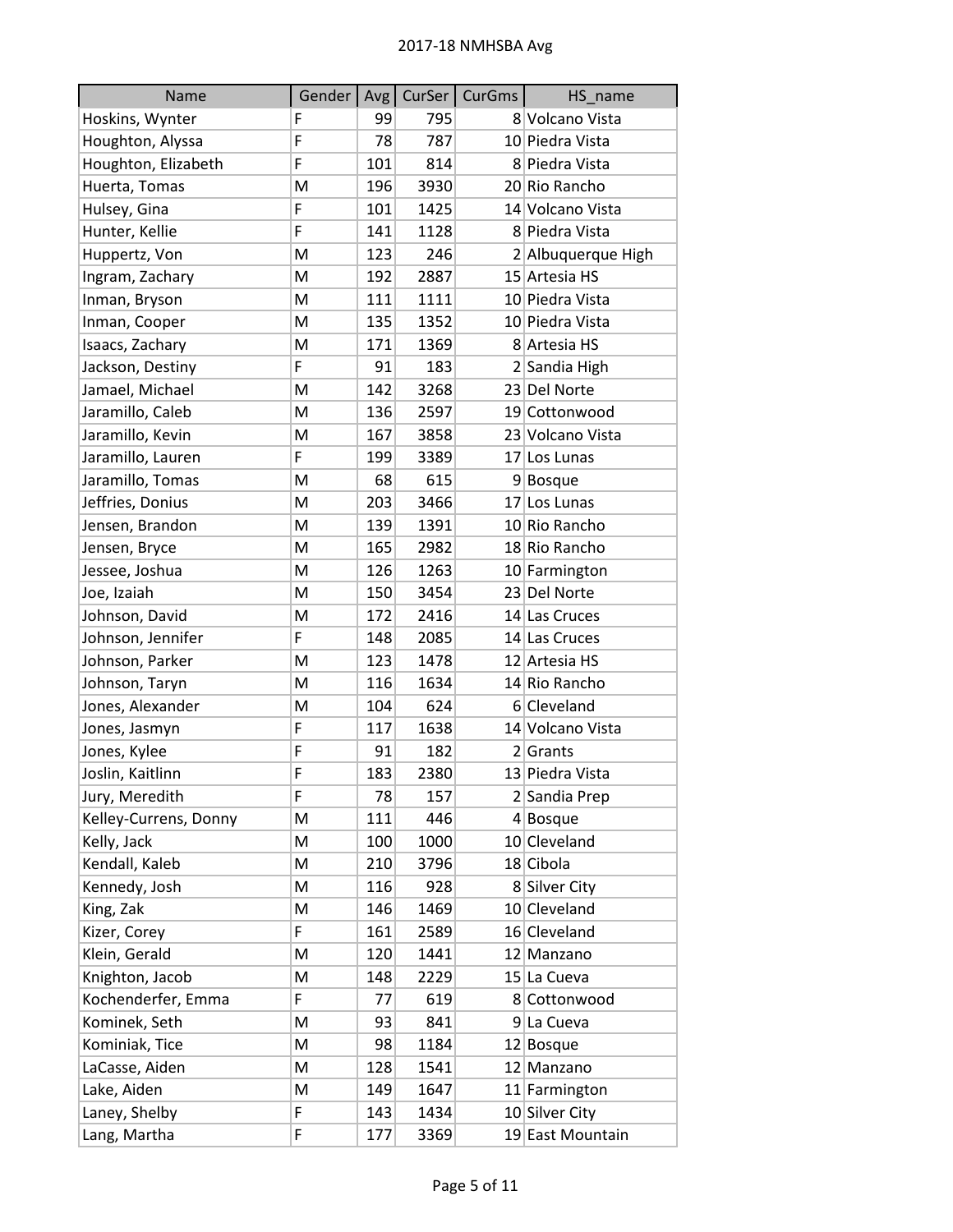| Name | Gender | Avg | CurSer | CurGms | HS_name |
|---|---|---|---|---|---|
| Hoskins, Wynter | F | 99 | 795 | 8 | Volcano Vista |
| Houghton, Alyssa | F | 78 | 787 | 10 | Piedra Vista |
| Houghton, Elizabeth | F | 101 | 814 | 8 | Piedra Vista |
| Huerta, Tomas | M | 196 | 3930 | 20 | Rio Rancho |
| Hulsey, Gina | F | 101 | 1425 | 14 | Volcano Vista |
| Hunter, Kellie | F | 141 | 1128 | 8 | Piedra Vista |
| Huppertz, Von | M | 123 | 246 | 2 | Albuquerque High |
| Ingram, Zachary | M | 192 | 2887 | 15 | Artesia HS |
| Inman, Bryson | M | 111 | 1111 | 10 | Piedra Vista |
| Inman, Cooper | M | 135 | 1352 | 10 | Piedra Vista |
| Isaacs, Zachary | M | 171 | 1369 | 8 | Artesia HS |
| Jackson, Destiny | F | 91 | 183 | 2 | Sandia High |
| Jamael, Michael | M | 142 | 3268 | 23 | Del Norte |
| Jaramillo, Caleb | M | 136 | 2597 | 19 | Cottonwood |
| Jaramillo, Kevin | M | 167 | 3858 | 23 | Volcano Vista |
| Jaramillo, Lauren | F | 199 | 3389 | 17 | Los Lunas |
| Jaramillo, Tomas | M | 68 | 615 | 9 | Bosque |
| Jeffries, Donius | M | 203 | 3466 | 17 | Los Lunas |
| Jensen, Brandon | M | 139 | 1391 | 10 | Rio Rancho |
| Jensen, Bryce | M | 165 | 2982 | 18 | Rio Rancho |
| Jessee, Joshua | M | 126 | 1263 | 10 | Farmington |
| Joe, Izaiah | M | 150 | 3454 | 23 | Del Norte |
| Johnson, David | M | 172 | 2416 | 14 | Las Cruces |
| Johnson, Jennifer | F | 148 | 2085 | 14 | Las Cruces |
| Johnson, Parker | M | 123 | 1478 | 12 | Artesia HS |
| Johnson, Taryn | M | 116 | 1634 | 14 | Rio Rancho |
| Jones, Alexander | M | 104 | 624 | 6 | Cleveland |
| Jones, Jasmyn | F | 117 | 1638 | 14 | Volcano Vista |
| Jones, Kylee | F | 91 | 182 | 2 | Grants |
| Joslin, Kaitlinn | F | 183 | 2380 | 13 | Piedra Vista |
| Jury, Meredith | F | 78 | 157 | 2 | Sandia Prep |
| Kelley-Currens, Donny | M | 111 | 446 | 4 | Bosque |
| Kelly, Jack | M | 100 | 1000 | 10 | Cleveland |
| Kendall, Kaleb | M | 210 | 3796 | 18 | Cibola |
| Kennedy, Josh | M | 116 | 928 | 8 | Silver City |
| King, Zak | M | 146 | 1469 | 10 | Cleveland |
| Kizer, Corey | F | 161 | 2589 | 16 | Cleveland |
| Klein, Gerald | M | 120 | 1441 | 12 | Manzano |
| Knighton, Jacob | M | 148 | 2229 | 15 | La Cueva |
| Kochenderfer, Emma | F | 77 | 619 | 8 | Cottonwood |
| Kominek, Seth | M | 93 | 841 | 9 | La Cueva |
| Kominiak, Tice | M | 98 | 1184 | 12 | Bosque |
| LaCasse, Aiden | M | 128 | 1541 | 12 | Manzano |
| Lake, Aiden | M | 149 | 1647 | 11 | Farmington |
| Laney, Shelby | F | 143 | 1434 | 10 | Silver City |
| Lang, Martha | F | 177 | 3369 | 19 | East Mountain |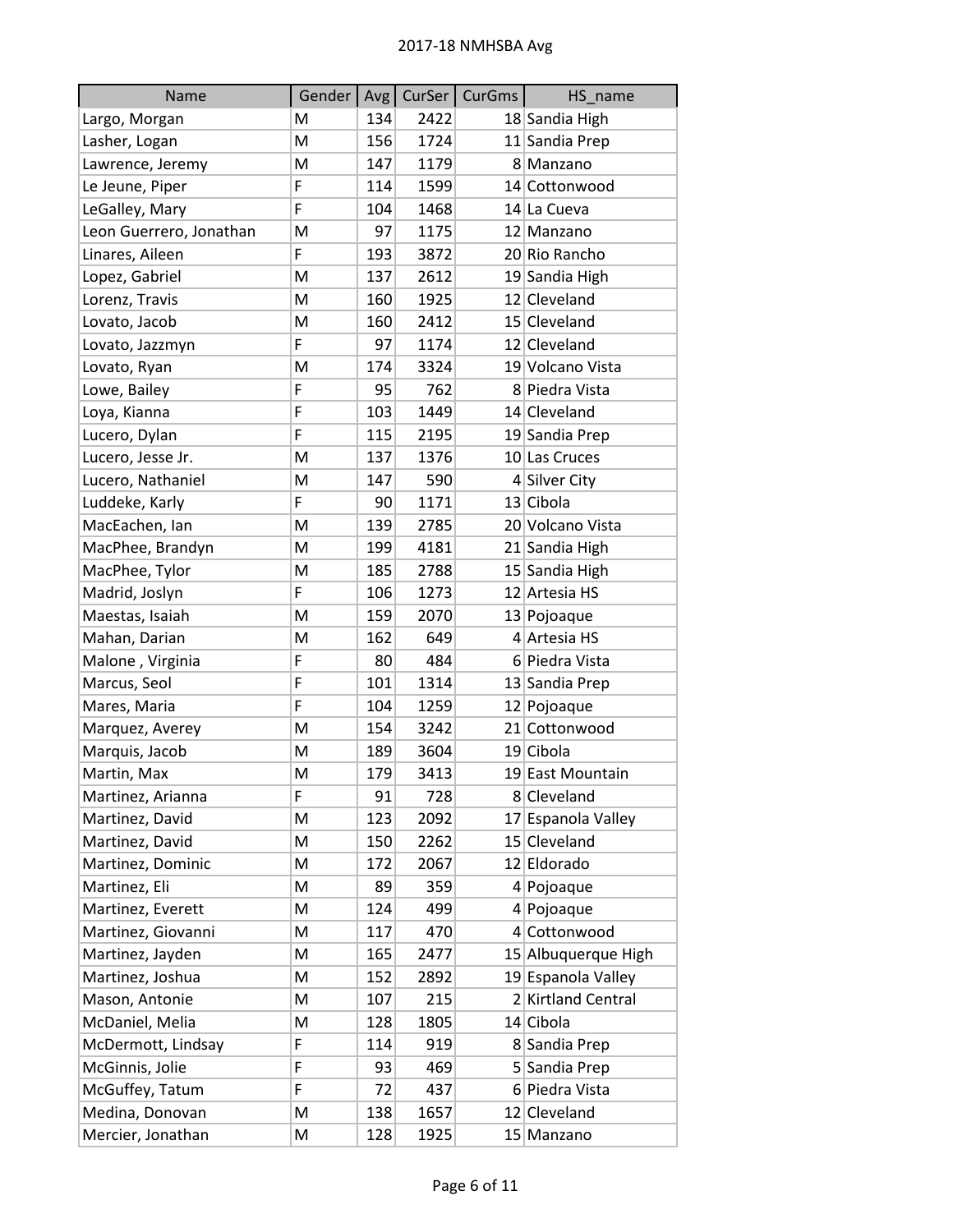| Name | Gender | Avg | CurSer | CurGms | HS_name |
|---|---|---|---|---|---|
| Largo, Morgan | M | 134 | 2422 | 18 | Sandia High |
| Lasher, Logan | M | 156 | 1724 | 11 | Sandia Prep |
| Lawrence, Jeremy | M | 147 | 1179 | 8 | Manzano |
| Le Jeune, Piper | F | 114 | 1599 | 14 | Cottonwood |
| LeGalley, Mary | F | 104 | 1468 | 14 | La Cueva |
| Leon Guerrero, Jonathan | M | 97 | 1175 | 12 | Manzano |
| Linares, Aileen | F | 193 | 3872 | 20 | Rio Rancho |
| Lopez, Gabriel | M | 137 | 2612 | 19 | Sandia High |
| Lorenz, Travis | M | 160 | 1925 | 12 | Cleveland |
| Lovato, Jacob | M | 160 | 2412 | 15 | Cleveland |
| Lovato, Jazzmyn | F | 97 | 1174 | 12 | Cleveland |
| Lovato, Ryan | M | 174 | 3324 | 19 | Volcano Vista |
| Lowe, Bailey | F | 95 | 762 | 8 | Piedra Vista |
| Loya, Kianna | F | 103 | 1449 | 14 | Cleveland |
| Lucero, Dylan | F | 115 | 2195 | 19 | Sandia Prep |
| Lucero, Jesse Jr. | M | 137 | 1376 | 10 | Las Cruces |
| Lucero, Nathaniel | M | 147 | 590 | 4 | Silver City |
| Luddeke, Karly | F | 90 | 1171 | 13 | Cibola |
| MacEachen, Ian | M | 139 | 2785 | 20 | Volcano Vista |
| MacPhee, Brandyn | M | 199 | 4181 | 21 | Sandia High |
| MacPhee, Tylor | M | 185 | 2788 | 15 | Sandia High |
| Madrid, Joslyn | F | 106 | 1273 | 12 | Artesia HS |
| Maestas, Isaiah | M | 159 | 2070 | 13 | Pojoaque |
| Mahan, Darian | M | 162 | 649 | 4 | Artesia HS |
| Malone , Virginia | F | 80 | 484 | 6 | Piedra Vista |
| Marcus, Seol | F | 101 | 1314 | 13 | Sandia Prep |
| Mares, Maria | F | 104 | 1259 | 12 | Pojoaque |
| Marquez, Averey | M | 154 | 3242 | 21 | Cottonwood |
| Marquis, Jacob | M | 189 | 3604 | 19 | Cibola |
| Martin, Max | M | 179 | 3413 | 19 | East Mountain |
| Martinez, Arianna | F | 91 | 728 | 8 | Cleveland |
| Martinez, David | M | 123 | 2092 | 17 | Espanola Valley |
| Martinez, David | M | 150 | 2262 | 15 | Cleveland |
| Martinez, Dominic | M | 172 | 2067 | 12 | Eldorado |
| Martinez, Eli | M | 89 | 359 | 4 | Pojoaque |
| Martinez, Everett | M | 124 | 499 | 4 | Pojoaque |
| Martinez, Giovanni | M | 117 | 470 | 4 | Cottonwood |
| Martinez, Jayden | M | 165 | 2477 | 15 | Albuquerque High |
| Martinez, Joshua | M | 152 | 2892 | 19 | Espanola Valley |
| Mason, Antonie | M | 107 | 215 | 2 | Kirtland Central |
| McDaniel, Melia | M | 128 | 1805 | 14 | Cibola |
| McDermott, Lindsay | F | 114 | 919 | 8 | Sandia Prep |
| McGinnis, Jolie | F | 93 | 469 | 5 | Sandia Prep |
| McGuffey, Tatum | F | 72 | 437 | 6 | Piedra Vista |
| Medina, Donovan | M | 138 | 1657 | 12 | Cleveland |
| Mercier, Jonathan | M | 128 | 1925 | 15 | Manzano |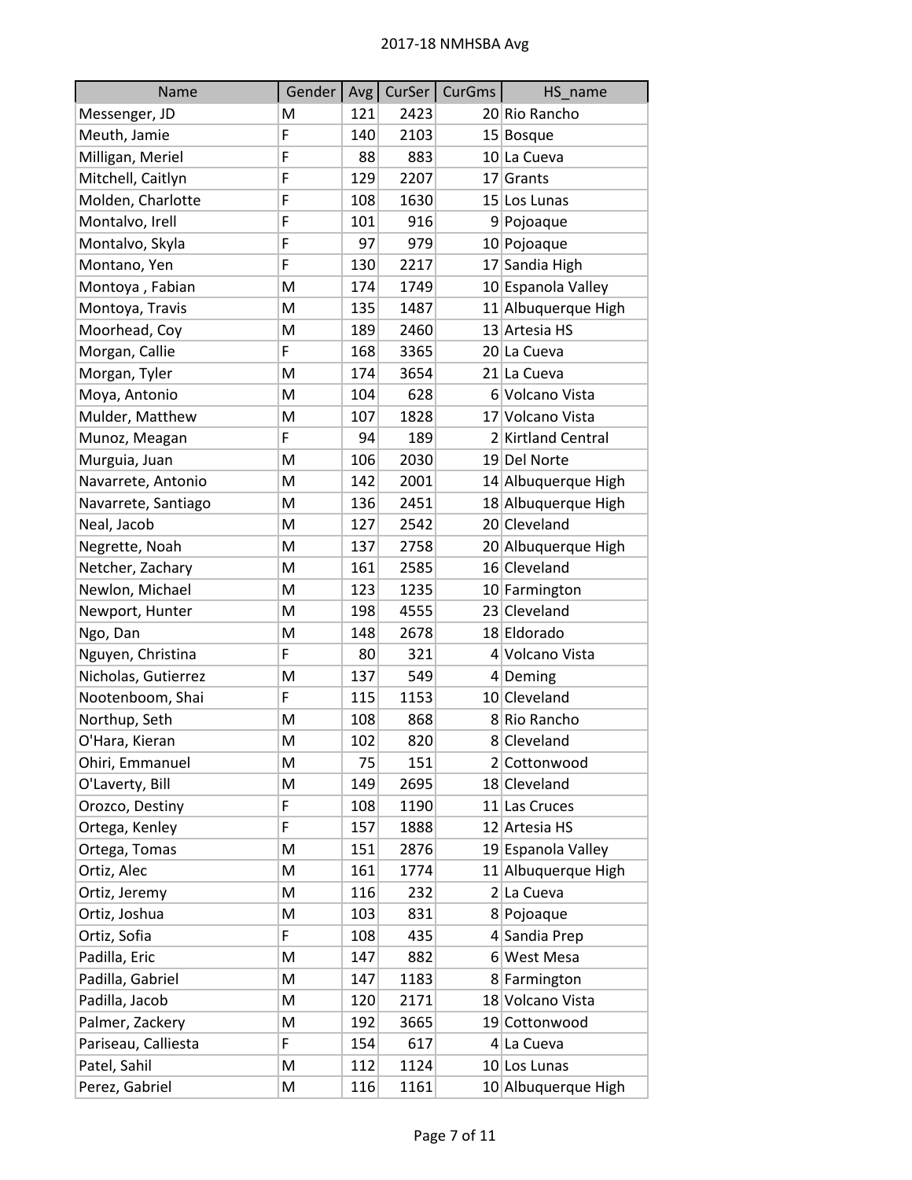| Name | Gender | Avg | CurSer | CurGms | HS_name |
|---|---|---|---|---|---|
| Messenger, JD | M | 121 | 2423 | 20 | Rio Rancho |
| Meuth, Jamie | F | 140 | 2103 | 15 | Bosque |
| Milligan, Meriel | F | 88 | 883 | 10 | La Cueva |
| Mitchell, Caitlyn | F | 129 | 2207 | 17 | Grants |
| Molden, Charlotte | F | 108 | 1630 | 15 | Los Lunas |
| Montalvo, Irell | F | 101 | 916 | 9 | Pojoaque |
| Montalvo, Skyla | F | 97 | 979 | 10 | Pojoaque |
| Montano, Yen | F | 130 | 2217 | 17 | Sandia High |
| Montoya , Fabian | M | 174 | 1749 | 10 | Espanola Valley |
| Montoya, Travis | M | 135 | 1487 | 11 | Albuquerque High |
| Moorhead, Coy | M | 189 | 2460 | 13 | Artesia HS |
| Morgan, Callie | F | 168 | 3365 | 20 | La Cueva |
| Morgan, Tyler | M | 174 | 3654 | 21 | La Cueva |
| Moya, Antonio | M | 104 | 628 | 6 | Volcano Vista |
| Mulder, Matthew | M | 107 | 1828 | 17 | Volcano Vista |
| Munoz, Meagan | F | 94 | 189 | 2 | Kirtland Central |
| Murguia, Juan | M | 106 | 2030 | 19 | Del Norte |
| Navarrete, Antonio | M | 142 | 2001 | 14 | Albuquerque High |
| Navarrete, Santiago | M | 136 | 2451 | 18 | Albuquerque High |
| Neal, Jacob | M | 127 | 2542 | 20 | Cleveland |
| Negrette, Noah | M | 137 | 2758 | 20 | Albuquerque High |
| Netcher, Zachary | M | 161 | 2585 | 16 | Cleveland |
| Newlon, Michael | M | 123 | 1235 | 10 | Farmington |
| Newport, Hunter | M | 198 | 4555 | 23 | Cleveland |
| Ngo, Dan | M | 148 | 2678 | 18 | Eldorado |
| Nguyen, Christina | F | 80 | 321 | 4 | Volcano Vista |
| Nicholas, Gutierrez | M | 137 | 549 | 4 | Deming |
| Nootenboom, Shai | F | 115 | 1153 | 10 | Cleveland |
| Northup, Seth | M | 108 | 868 | 8 | Rio Rancho |
| O'Hara, Kieran | M | 102 | 820 | 8 | Cleveland |
| Ohiri, Emmanuel | M | 75 | 151 | 2 | Cottonwood |
| O'Laverty, Bill | M | 149 | 2695 | 18 | Cleveland |
| Orozco, Destiny | F | 108 | 1190 | 11 | Las Cruces |
| Ortega, Kenley | F | 157 | 1888 | 12 | Artesia HS |
| Ortega, Tomas | M | 151 | 2876 | 19 | Espanola Valley |
| Ortiz, Alec | M | 161 | 1774 | 11 | Albuquerque High |
| Ortiz, Jeremy | M | 116 | 232 | 2 | La Cueva |
| Ortiz, Joshua | M | 103 | 831 | 8 | Pojoaque |
| Ortiz, Sofia | F | 108 | 435 | 4 | Sandia Prep |
| Padilla, Eric | M | 147 | 882 | 6 | West Mesa |
| Padilla, Gabriel | M | 147 | 1183 | 8 | Farmington |
| Padilla, Jacob | M | 120 | 2171 | 18 | Volcano Vista |
| Palmer, Zackery | M | 192 | 3665 | 19 | Cottonwood |
| Pariseau, Calliesta | F | 154 | 617 | 4 | La Cueva |
| Patel, Sahil | M | 112 | 1124 | 10 | Los Lunas |
| Perez, Gabriel | M | 116 | 1161 | 10 | Albuquerque High |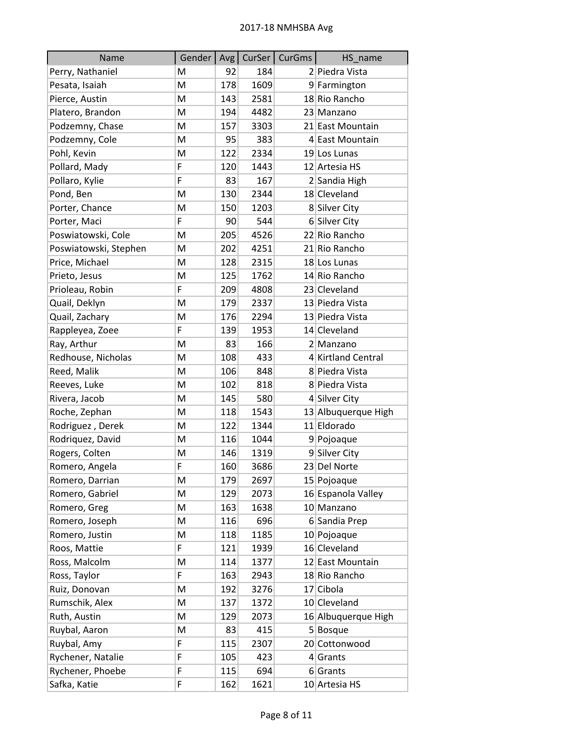| Name | Gender | Avg | CurSer | CurGms | HS_name |
|---|---|---|---|---|---|
| Perry, Nathaniel | M | 92 | 184 | 2 | Piedra Vista |
| Pesata, Isaiah | M | 178 | 1609 | 9 | Farmington |
| Pierce, Austin | M | 143 | 2581 | 18 | Rio Rancho |
| Platero, Brandon | M | 194 | 4482 | 23 | Manzano |
| Podzemny, Chase | M | 157 | 3303 | 21 | East Mountain |
| Podzemny, Cole | M | 95 | 383 | 4 | East Mountain |
| Pohl, Kevin | M | 122 | 2334 | 19 | Los Lunas |
| Pollard, Mady | F | 120 | 1443 | 12 | Artesia HS |
| Pollaro, Kylie | F | 83 | 167 | 2 | Sandia High |
| Pond, Ben | M | 130 | 2344 | 18 | Cleveland |
| Porter, Chance | M | 150 | 1203 | 8 | Silver City |
| Porter, Maci | F | 90 | 544 | 6 | Silver City |
| Poswiatowski, Cole | M | 205 | 4526 | 22 | Rio Rancho |
| Poswiatowski, Stephen | M | 202 | 4251 | 21 | Rio Rancho |
| Price, Michael | M | 128 | 2315 | 18 | Los Lunas |
| Prieto, Jesus | M | 125 | 1762 | 14 | Rio Rancho |
| Prioleau, Robin | F | 209 | 4808 | 23 | Cleveland |
| Quail, Deklyn | M | 179 | 2337 | 13 | Piedra Vista |
| Quail, Zachary | M | 176 | 2294 | 13 | Piedra Vista |
| Rappleyea, Zoee | F | 139 | 1953 | 14 | Cleveland |
| Ray, Arthur | M | 83 | 166 | 2 | Manzano |
| Redhouse, Nicholas | M | 108 | 433 | 4 | Kirtland Central |
| Reed, Malik | M | 106 | 848 | 8 | Piedra Vista |
| Reeves, Luke | M | 102 | 818 | 8 | Piedra Vista |
| Rivera, Jacob | M | 145 | 580 | 4 | Silver City |
| Roche, Zephan | M | 118 | 1543 | 13 | Albuquerque High |
| Rodriguez , Derek | M | 122 | 1344 | 11 | Eldorado |
| Rodriquez, David | M | 116 | 1044 | 9 | Pojoaque |
| Rogers, Colten | M | 146 | 1319 | 9 | Silver City |
| Romero, Angela | F | 160 | 3686 | 23 | Del Norte |
| Romero, Darrian | M | 179 | 2697 | 15 | Pojoaque |
| Romero, Gabriel | M | 129 | 2073 | 16 | Espanola Valley |
| Romero, Greg | M | 163 | 1638 | 10 | Manzano |
| Romero, Joseph | M | 116 | 696 | 6 | Sandia Prep |
| Romero, Justin | M | 118 | 1185 | 10 | Pojoaque |
| Roos, Mattie | F | 121 | 1939 | 16 | Cleveland |
| Ross, Malcolm | M | 114 | 1377 | 12 | East Mountain |
| Ross, Taylor | F | 163 | 2943 | 18 | Rio Rancho |
| Ruiz, Donovan | M | 192 | 3276 | 17 | Cibola |
| Rumschik, Alex | M | 137 | 1372 | 10 | Cleveland |
| Ruth, Austin | M | 129 | 2073 | 16 | Albuquerque High |
| Ruybal, Aaron | M | 83 | 415 | 5 | Bosque |
| Ruybal, Amy | F | 115 | 2307 | 20 | Cottonwood |
| Rychener, Natalie | F | 105 | 423 | 4 | Grants |
| Rychener, Phoebe | F | 115 | 694 | 6 | Grants |
| Safka, Katie | F | 162 | 1621 | 10 | Artesia HS |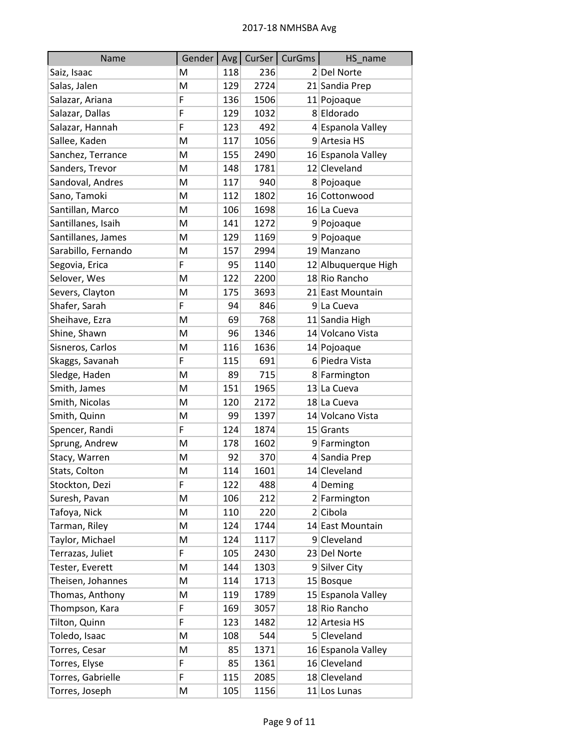| Name | Gender | Avg | CurSer | CurGms | HS_name |
|---|---|---|---|---|---|
| Saiz, Isaac | M | 118 | 236 | 2 | Del Norte |
| Salas, Jalen | M | 129 | 2724 | 21 | Sandia Prep |
| Salazar, Ariana | F | 136 | 1506 | 11 | Pojoaque |
| Salazar, Dallas | F | 129 | 1032 | 8 | Eldorado |
| Salazar, Hannah | F | 123 | 492 | 4 | Espanola Valley |
| Sallee, Kaden | M | 117 | 1056 | 9 | Artesia HS |
| Sanchez, Terrance | M | 155 | 2490 | 16 | Espanola Valley |
| Sanders, Trevor | M | 148 | 1781 | 12 | Cleveland |
| Sandoval, Andres | M | 117 | 940 | 8 | Pojoaque |
| Sano, Tamoki | M | 112 | 1802 | 16 | Cottonwood |
| Santillan, Marco | M | 106 | 1698 | 16 | La Cueva |
| Santillanes, Isaih | M | 141 | 1272 | 9 | Pojoaque |
| Santillanes, James | M | 129 | 1169 | 9 | Pojoaque |
| Sarabillo, Fernando | M | 157 | 2994 | 19 | Manzano |
| Segovia, Erica | F | 95 | 1140 | 12 | Albuquerque High |
| Selover, Wes | M | 122 | 2200 | 18 | Rio Rancho |
| Severs, Clayton | M | 175 | 3693 | 21 | East Mountain |
| Shafer, Sarah | F | 94 | 846 | 9 | La Cueva |
| Sheihave, Ezra | M | 69 | 768 | 11 | Sandia High |
| Shine, Shawn | M | 96 | 1346 | 14 | Volcano Vista |
| Sisneros, Carlos | M | 116 | 1636 | 14 | Pojoaque |
| Skaggs, Savanah | F | 115 | 691 | 6 | Piedra Vista |
| Sledge, Haden | M | 89 | 715 | 8 | Farmington |
| Smith, James | M | 151 | 1965 | 13 | La Cueva |
| Smith, Nicolas | M | 120 | 2172 | 18 | La Cueva |
| Smith, Quinn | M | 99 | 1397 | 14 | Volcano Vista |
| Spencer, Randi | F | 124 | 1874 | 15 | Grants |
| Sprung, Andrew | M | 178 | 1602 | 9 | Farmington |
| Stacy, Warren | M | 92 | 370 | 4 | Sandia Prep |
| Stats, Colton | M | 114 | 1601 | 14 | Cleveland |
| Stockton, Dezi | F | 122 | 488 | 4 | Deming |
| Suresh, Pavan | M | 106 | 212 | 2 | Farmington |
| Tafoya, Nick | M | 110 | 220 | 2 | Cibola |
| Tarman, Riley | M | 124 | 1744 | 14 | East Mountain |
| Taylor, Michael | M | 124 | 1117 | 9 | Cleveland |
| Terrazas, Juliet | F | 105 | 2430 | 23 | Del Norte |
| Tester, Everett | M | 144 | 1303 | 9 | Silver City |
| Theisen, Johannes | M | 114 | 1713 | 15 | Bosque |
| Thomas, Anthony | M | 119 | 1789 | 15 | Espanola Valley |
| Thompson, Kara | F | 169 | 3057 | 18 | Rio Rancho |
| Tilton, Quinn | F | 123 | 1482 | 12 | Artesia HS |
| Toledo, Isaac | M | 108 | 544 | 5 | Cleveland |
| Torres, Cesar | M | 85 | 1371 | 16 | Espanola Valley |
| Torres, Elyse | F | 85 | 1361 | 16 | Cleveland |
| Torres, Gabrielle | F | 115 | 2085 | 18 | Cleveland |
| Torres, Joseph | M | 105 | 1156 | 11 | Los Lunas |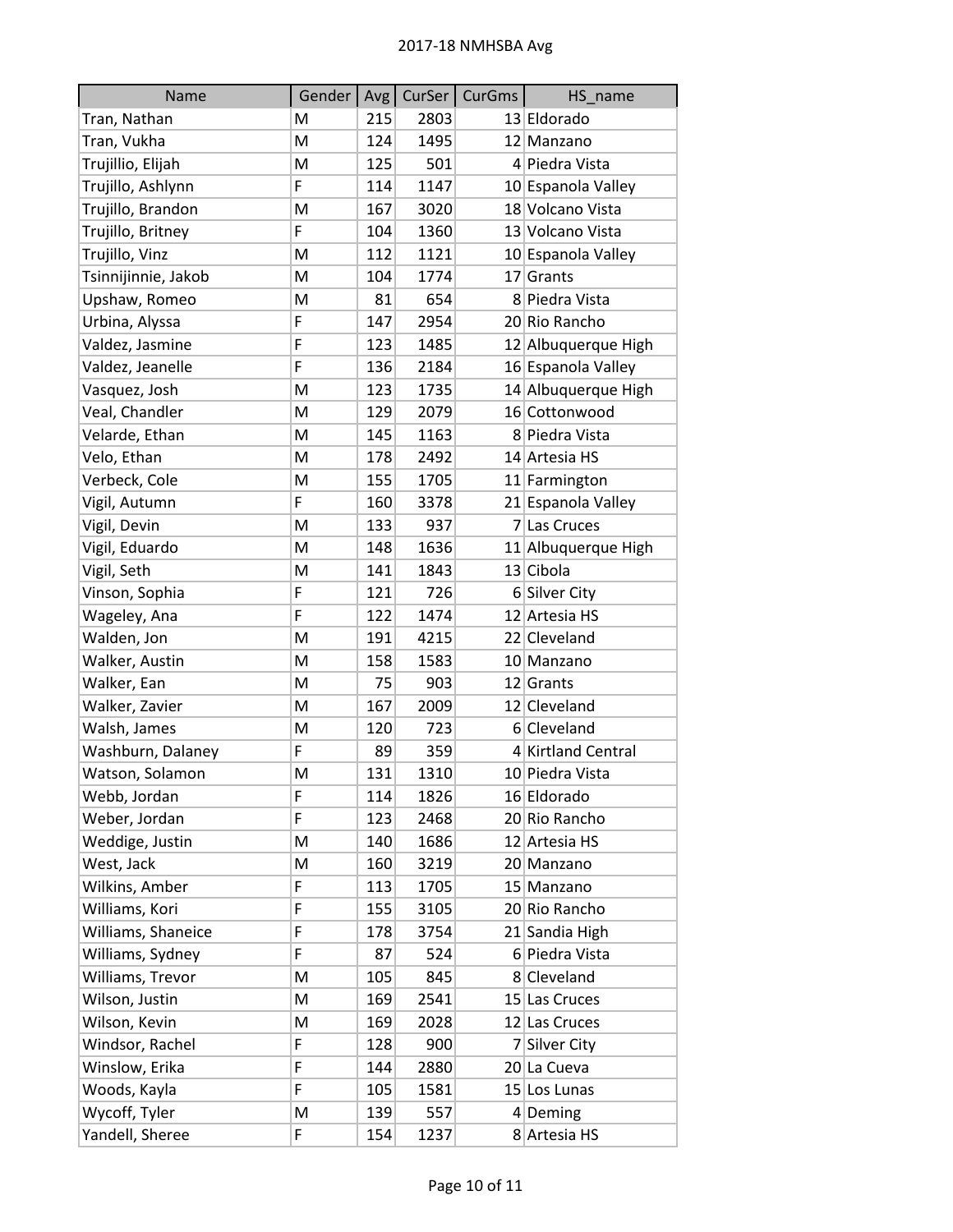| Name | Gender | Avg | CurSer | CurGms | HS_name |
|---|---|---|---|---|---|
| Tran, Nathan | M | 215 | 2803 | 13 | Eldorado |
| Tran, Vukha | M | 124 | 1495 | 12 | Manzano |
| Trujillio, Elijah | M | 125 | 501 | 4 | Piedra Vista |
| Trujillo, Ashlynn | F | 114 | 1147 | 10 | Espanola Valley |
| Trujillo, Brandon | M | 167 | 3020 | 18 | Volcano Vista |
| Trujillo, Britney | F | 104 | 1360 | 13 | Volcano Vista |
| Trujillo, Vinz | M | 112 | 1121 | 10 | Espanola Valley |
| Tsinnijinnie, Jakob | M | 104 | 1774 | 17 | Grants |
| Upshaw, Romeo | M | 81 | 654 | 8 | Piedra Vista |
| Urbina, Alyssa | F | 147 | 2954 | 20 | Rio Rancho |
| Valdez, Jasmine | F | 123 | 1485 | 12 | Albuquerque High |
| Valdez, Jeanelle | F | 136 | 2184 | 16 | Espanola Valley |
| Vasquez, Josh | M | 123 | 1735 | 14 | Albuquerque High |
| Veal, Chandler | M | 129 | 2079 | 16 | Cottonwood |
| Velarde, Ethan | M | 145 | 1163 | 8 | Piedra Vista |
| Velo, Ethan | M | 178 | 2492 | 14 | Artesia HS |
| Verbeck, Cole | M | 155 | 1705 | 11 | Farmington |
| Vigil, Autumn | F | 160 | 3378 | 21 | Espanola Valley |
| Vigil, Devin | M | 133 | 937 | 7 | Las Cruces |
| Vigil, Eduardo | M | 148 | 1636 | 11 | Albuquerque High |
| Vigil, Seth | M | 141 | 1843 | 13 | Cibola |
| Vinson, Sophia | F | 121 | 726 | 6 | Silver City |
| Wageley, Ana | F | 122 | 1474 | 12 | Artesia HS |
| Walden, Jon | M | 191 | 4215 | 22 | Cleveland |
| Walker, Austin | M | 158 | 1583 | 10 | Manzano |
| Walker, Ean | M | 75 | 903 | 12 | Grants |
| Walker, Zavier | M | 167 | 2009 | 12 | Cleveland |
| Walsh, James | M | 120 | 723 | 6 | Cleveland |
| Washburn, Dalaney | F | 89 | 359 | 4 | Kirtland Central |
| Watson, Solamon | M | 131 | 1310 | 10 | Piedra Vista |
| Webb, Jordan | F | 114 | 1826 | 16 | Eldorado |
| Weber, Jordan | F | 123 | 2468 | 20 | Rio Rancho |
| Weddige, Justin | M | 140 | 1686 | 12 | Artesia HS |
| West, Jack | M | 160 | 3219 | 20 | Manzano |
| Wilkins, Amber | F | 113 | 1705 | 15 | Manzano |
| Williams, Kori | F | 155 | 3105 | 20 | Rio Rancho |
| Williams, Shaneice | F | 178 | 3754 | 21 | Sandia High |
| Williams, Sydney | F | 87 | 524 | 6 | Piedra Vista |
| Williams, Trevor | M | 105 | 845 | 8 | Cleveland |
| Wilson, Justin | M | 169 | 2541 | 15 | Las Cruces |
| Wilson, Kevin | M | 169 | 2028 | 12 | Las Cruces |
| Windsor, Rachel | F | 128 | 900 | 7 | Silver City |
| Winslow, Erika | F | 144 | 2880 | 20 | La Cueva |
| Woods, Kayla | F | 105 | 1581 | 15 | Los Lunas |
| Wycoff, Tyler | M | 139 | 557 | 4 | Deming |
| Yandell, Sheree | F | 154 | 1237 | 8 | Artesia HS |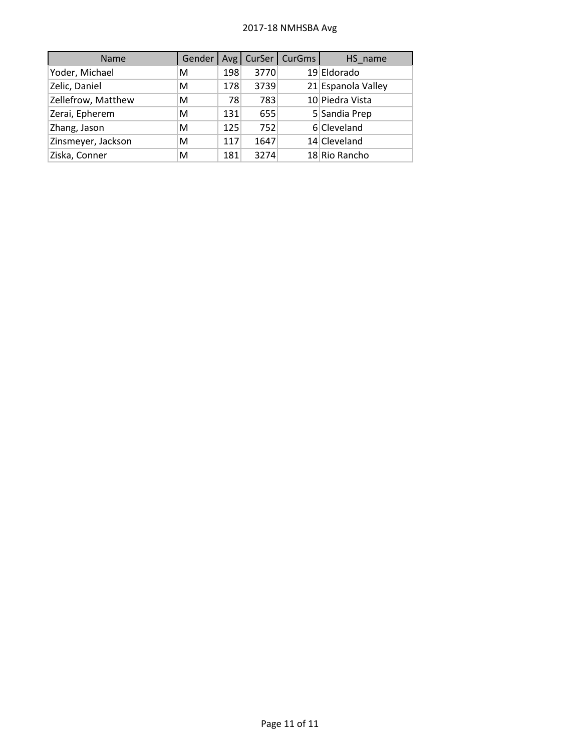| Name | Gender | Avg | CurSer | CurGms | HS_name |
|---|---|---|---|---|---|
| Yoder, Michael | M | 198 | 3770 | 19 | Eldorado |
| Zelic, Daniel | M | 178 | 3739 | 21 | Espanola Valley |
| Zellefrow, Matthew | M | 78 | 783 | 10 | Piedra Vista |
| Zerai, Epherem | M | 131 | 655 | 5 | Sandia Prep |
| Zhang, Jason | M | 125 | 752 | 6 | Cleveland |
| Zinsmeyer, Jackson | M | 117 | 1647 | 14 | Cleveland |
| Ziska, Conner | M | 181 | 3274 | 18 | Rio Rancho |